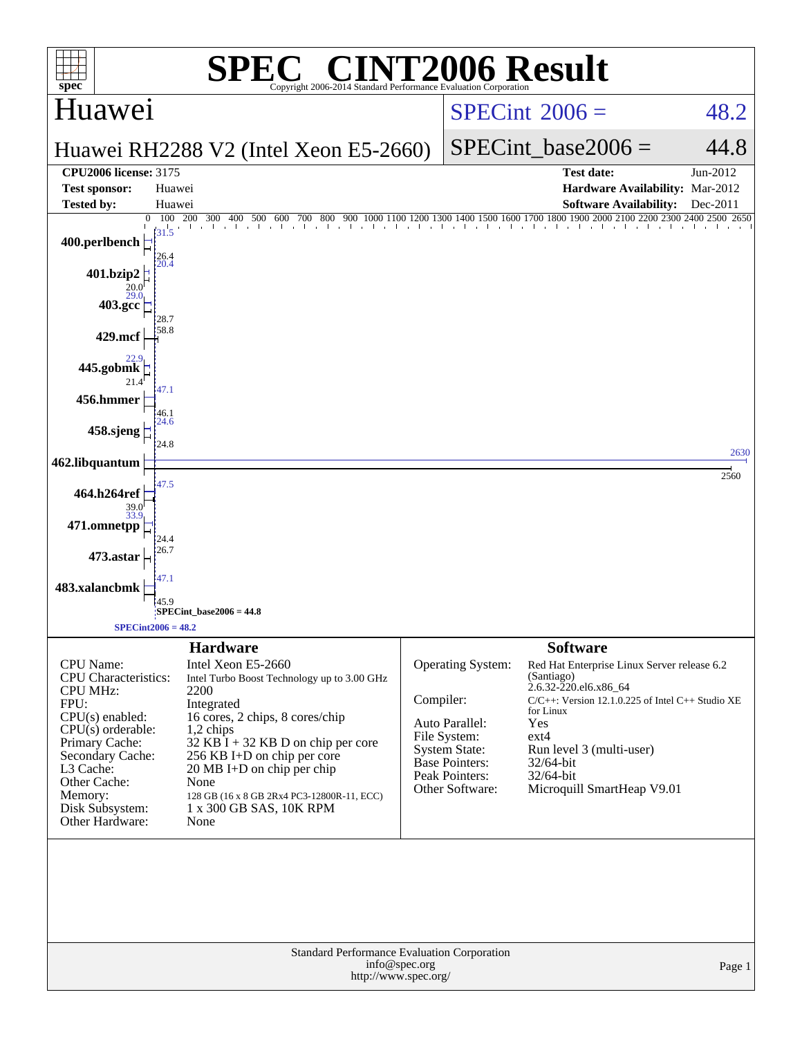# SPEC® CINT2006 Result

Copyright 2006-2014 Standard Performance Evaluation Corporation

## Huawei

Huawei RH2288 V2 (Intel Xeon E5-2660)

SPECint 2006 = 48.2

SPECint_base2006 = 44.8

| | | | |
|---|---|---|---|
| **CPU2006 license:** | 3175 | **Test date:** | Jun-2012 |
| **Test sponsor:** | Huawei | **Hardware Availability:** | Mar-2012 |
| **Tested by:** | Huawei | **Software Availability:** | Dec-2011 |

| Benchmark | Peak | Base |
|---|---|---|
| 400.perlbench | 31.5 | 26.4 |
| 401.bzip2 | 20.4 | 20.0 |
| 403.gcc | 29.0 | 28.7 |
| 429.mcf | | 58.8 |
| 445.gobmk | 22.9 | 21.4 |
| 456.hmmer | 47.1 | 46.1 |
| 458.sjeng | 24.6 | 24.8 |
| 462.libquantum | 2630 | 2560 |
| 464.h264ref | 47.5 | 39.0 |
| 471.omnetpp | 33.9 | 24.4 |
| 473.astar | | 26.7 |
| 483.xalancbmk | 47.1 | 45.9 |

SPECint_base2006 = 44.8

SPECint2006 = 48.2

## Hardware

| | |
|---|---|
| CPU Name: | Intel Xeon E5-2660 |
| CPU Characteristics: | Intel Turbo Boost Technology up to 3.00 GHz |
| CPU MHz: | 2200 |
| FPU: | Integrated |
| CPU(s) enabled: | 16 cores, 2 chips, 8 cores/chip |
| CPU(s) orderable: | 1,2 chips |
| Primary Cache: | 32 KB I + 32 KB D on chip per core |
| Secondary Cache: | 256 KB I+D on chip per core |
| L3 Cache: | 20 MB I+D on chip per chip |
| Other Cache: | None |
| Memory: | 128 GB (16 x 8 GB 2Rx4 PC3-12800R-11, ECC) |
| Disk Subsystem: | 1 x 300 GB SAS, 10K RPM |
| Other Hardware: | None |

## Software

| | |
|---|---|
| Operating System: | Red Hat Enterprise Linux Server release 6.2 (Santiago) 2.6.32-220.el6.x86_64 |
| Compiler: | C/C++: Version 12.1.0.225 of Intel C++ Studio XE for Linux |
| Auto Parallel: | Yes |
| File System: | ext4 |
| System State: | Run level 3 (multi-user) |
| Base Pointers: | 32/64-bit |
| Peak Pointers: | 32/64-bit |
| Other Software: | Microquill SmartHeap V9.01 |

Standard Performance Evaluation Corporation
info@spec.org
http://www.spec.org/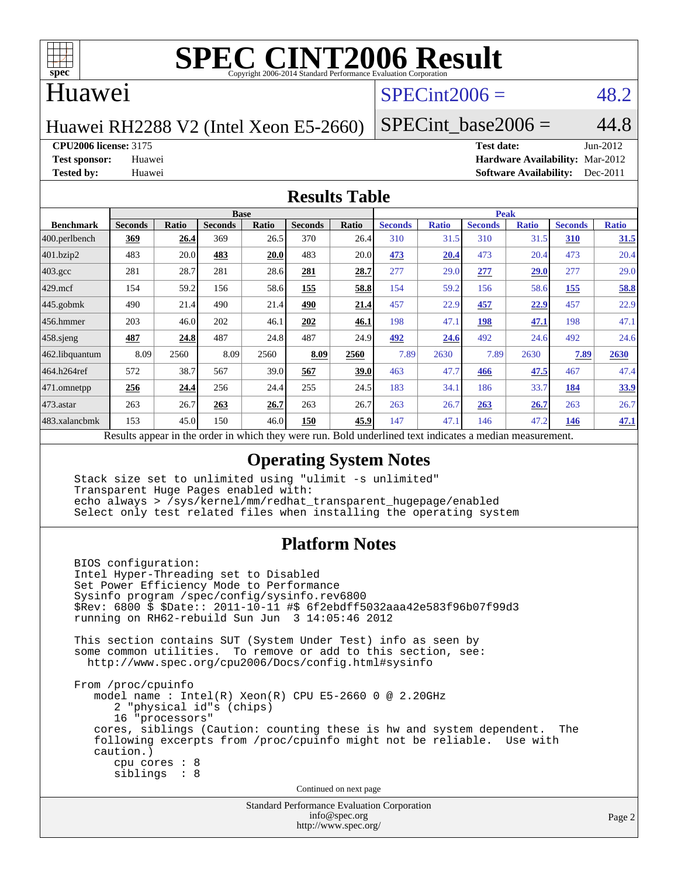# SPEC CINT2006 Result

Copyright 2006-2014 Standard Performance Evaluation Corporation

## Huawei

Huawei RH2288 V2 (Intel Xeon E5-2660)

SPECint2006 = 48.2

SPECint_base2006 = 44.8

**CPU2006 license:** 3175
**Test sponsor:** Huawei
**Tested by:** Huawei

**Test date:** Jun-2012
**Hardware Availability:** Mar-2012
**Software Availability:** Dec-2011

## Results Table

| Benchmark | Base | | | | | | Peak | | | | | |
|---|---|---|---|---|---|---|---|---|---|---|---|---|
| | Seconds | Ratio | Seconds | Ratio | Seconds | Ratio | Seconds | Ratio | Seconds | Ratio | Seconds | Ratio |
| 400.perlbench | **369** | **26.4** | 369 | 26.5 | 370 | 26.4 | 310 | 31.5 | 310 | 31.5 | **310** | **31.5** |
| 401.bzip2 | 483 | 20.0 | **483** | **20.0** | 483 | 20.0 | **473** | **20.4** | 473 | 20.4 | 473 | 20.4 |
| 403.gcc | 281 | 28.7 | 281 | 28.6 | **281** | **28.7** | 277 | 29.0 | **277** | **29.0** | 277 | 29.0 |
| 429.mcf | 154 | 59.2 | 156 | 58.6 | **155** | **58.8** | 154 | 59.2 | 156 | 58.6 | **155** | **58.8** |
| 445.gobmk | 490 | 21.4 | 490 | 21.4 | **490** | **21.4** | 457 | 22.9 | **457** | **22.9** | 457 | 22.9 |
| 456.hmmer | 203 | 46.0 | 202 | 46.1 | **202** | **46.1** | 198 | 47.1 | **198** | **47.1** | 198 | 47.1 |
| 458.sjeng | **487** | **24.8** | 487 | 24.8 | 487 | 24.9 | **492** | **24.6** | 492 | 24.6 | 492 | 24.6 |
| 462.libquantum | 8.09 | 2560 | 8.09 | 2560 | **8.09** | **2560** | 7.89 | 2630 | 7.89 | 2630 | **7.89** | **2630** |
| 464.h264ref | 572 | 38.7 | 567 | 39.0 | **567** | **39.0** | 463 | 47.7 | **466** | **47.5** | 467 | 47.4 |
| 471.omnetpp | **256** | **24.4** | 256 | 24.4 | 255 | 24.5 | 183 | 34.1 | 186 | 33.7 | **184** | **33.9** |
| 473.astar | 263 | 26.7 | **263** | **26.7** | 263 | 26.7 | 263 | 26.7 | **263** | **26.7** | 263 | 26.7 |
| 483.xalancbmk | 153 | 45.0 | 150 | 46.0 | **150** | **45.9** | 147 | 47.1 | 146 | 47.2 | **146** | **47.1** |

Results appear in the order in which they were run. Bold underlined text indicates a median measurement.

## Operating System Notes

```
Stack size set to unlimited using "ulimit -s unlimited"
Transparent Huge Pages enabled with:
echo always > /sys/kernel/mm/redhat_transparent_hugepage/enabled
Select only test related files when installing the operating system
```

## Platform Notes

```
BIOS configuration:
Intel Hyper-Threading set to Disabled
Set Power Efficiency Mode to Performance
Sysinfo program /spec/config/sysinfo.rev6800
$Rev: 6800 $ $Date:: 2011-10-11 #$ 6f2ebdff5032aaa42e583f96b07f99d3
running on RH62-rebuild Sun Jun  3 14:05:46 2012

This section contains SUT (System Under Test) info as seen by
some common utilities.  To remove or add to this section, see:
  http://www.spec.org/cpu2006/Docs/config.html#sysinfo

From /proc/cpuinfo
   model name : Intel(R) Xeon(R) CPU E5-2660 0 @ 2.20GHz
      2 "physical id"s (chips)
      16 "processors"
   cores, siblings (Caution: counting these is hw and system dependent.  The
   following excerpts from /proc/cpuinfo might not be reliable.  Use with
   caution.)
      cpu cores : 8
      siblings  : 8
```

Continued on next page

Standard Performance Evaluation Corporation
info@spec.org
http://www.spec.org/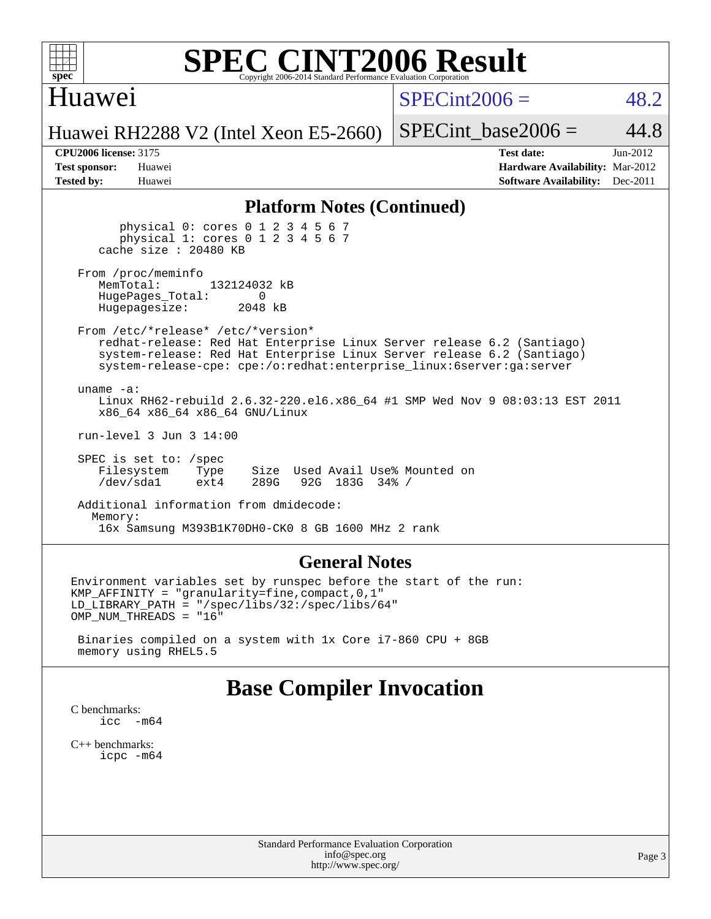# SPEC CINT2006 Result

Huawei

Huawei RH2288 V2 (Intel Xeon E5-2660)

SPECint2006 = 48.2

SPECint_base2006 = 44.8

**CPU2006 license:** 3175
**Test sponsor:** Huawei
**Tested by:** Huawei

**Test date:** Jun-2012
**Hardware Availability:** Mar-2012
**Software Availability:** Dec-2011

## Platform Notes (Continued)

```
        physical 0: cores 0 1 2 3 4 5 6 7
        physical 1: cores 0 1 2 3 4 5 6 7
     cache size : 20480 KB

  From /proc/meminfo
     MemTotal:       132124032 kB
     HugePages_Total:       0
     Hugepagesize:       2048 kB

  From /etc/*release* /etc/*version*
     redhat-release: Red Hat Enterprise Linux Server release 6.2 (Santiago)
     system-release: Red Hat Enterprise Linux Server release 6.2 (Santiago)
     system-release-cpe: cpe:/o:redhat:enterprise_linux:6server:ga:server

  uname -a:
     Linux RH62-rebuild 2.6.32-220.el6.x86_64 #1 SMP Wed Nov 9 08:03:13 EST 2011
     x86_64 x86_64 x86_64 GNU/Linux

  run-level 3 Jun 3 14:00

  SPEC is set to: /spec
     Filesystem     Type    Size  Used Avail Use% Mounted on
     /dev/sda1      ext4    289G   92G  183G  34% /

  Additional information from dmidecode:
    Memory:
     16x Samsung M393B1K70DH0-CK0 8 GB 1600 MHz 2 rank
```

## General Notes

```
Environment variables set by runspec before the start of the run:
KMP_AFFINITY = "granularity=fine,compact,0,1"
LD_LIBRARY_PATH = "/spec/libs/32:/spec/libs/64"
OMP_NUM_THREADS = "16"

 Binaries compiled on a system with 1x Core i7-860 CPU + 8GB
 memory using RHEL5.5
```

## Base Compiler Invocation

C benchmarks:
    icc -m64

C++ benchmarks:
    icpc -m64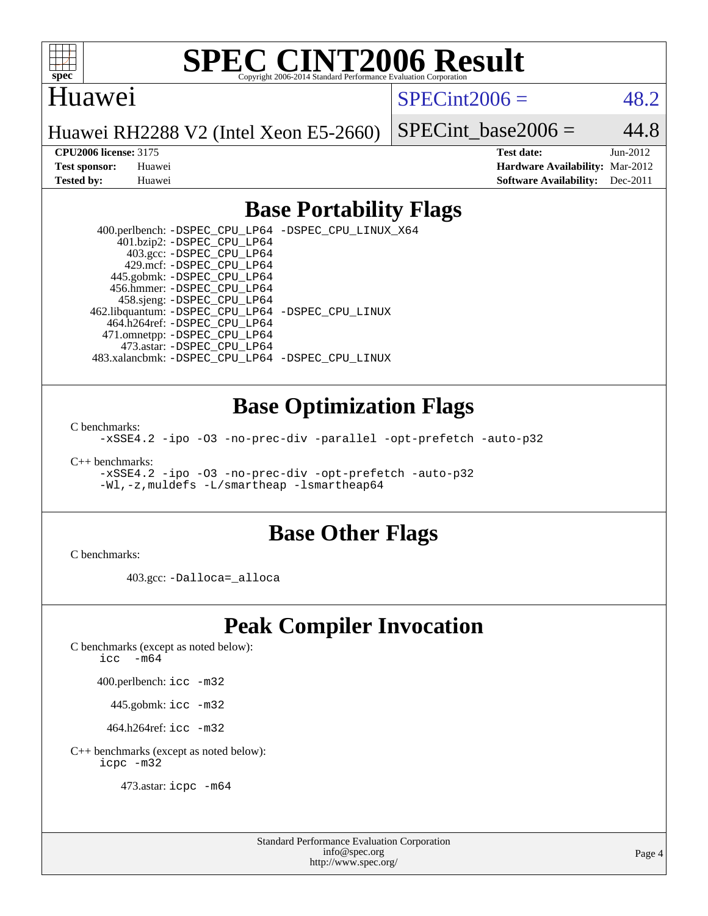# SPEC CINT2006 Result

Copyright 2006-2014 Standard Performance Evaluation Corporation

Huawei

Huawei RH2288 V2 (Intel Xeon E5-2660)

SPECint2006 = 48.2

SPECint_base2006 = 44.8

**CPU2006 license:** 3175
**Test sponsor:** Huawei
**Tested by:** Huawei

**Test date:** Jun-2012
**Hardware Availability:** Mar-2012
**Software Availability:** Dec-2011

## Base Portability Flags

400.perlbench: `-DSPEC_CPU_LP64 -DSPEC_CPU_LINUX_X64`
401.bzip2: `-DSPEC_CPU_LP64`
403.gcc: `-DSPEC_CPU_LP64`
429.mcf: `-DSPEC_CPU_LP64`
445.gobmk: `-DSPEC_CPU_LP64`
456.hmmer: `-DSPEC_CPU_LP64`
458.sjeng: `-DSPEC_CPU_LP64`
462.libquantum: `-DSPEC_CPU_LP64 -DSPEC_CPU_LINUX`
464.h264ref: `-DSPEC_CPU_LP64`
471.omnetpp: `-DSPEC_CPU_LP64`
473.astar: `-DSPEC_CPU_LP64`
483.xalancbmk: `-DSPEC_CPU_LP64 -DSPEC_CPU_LINUX`

## Base Optimization Flags

C benchmarks:
`-xSSE4.2 -ipo -O3 -no-prec-div -parallel -opt-prefetch -auto-p32`

C++ benchmarks:
`-xSSE4.2 -ipo -O3 -no-prec-div -opt-prefetch -auto-p32`
`-Wl,-z,muldefs -L/smartheap -lsmartheap64`

## Base Other Flags

C benchmarks:

403.gcc: `-Dalloca=_alloca`

## Peak Compiler Invocation

C benchmarks (except as noted below):
`icc -m64`

400.perlbench: `icc -m32`

445.gobmk: `icc -m32`

464.h264ref: `icc -m32`

C++ benchmarks (except as noted below):
`icpc -m32`

473.astar: `icpc -m64`

Standard Performance Evaluation Corporation
info@spec.org
http://www.spec.org/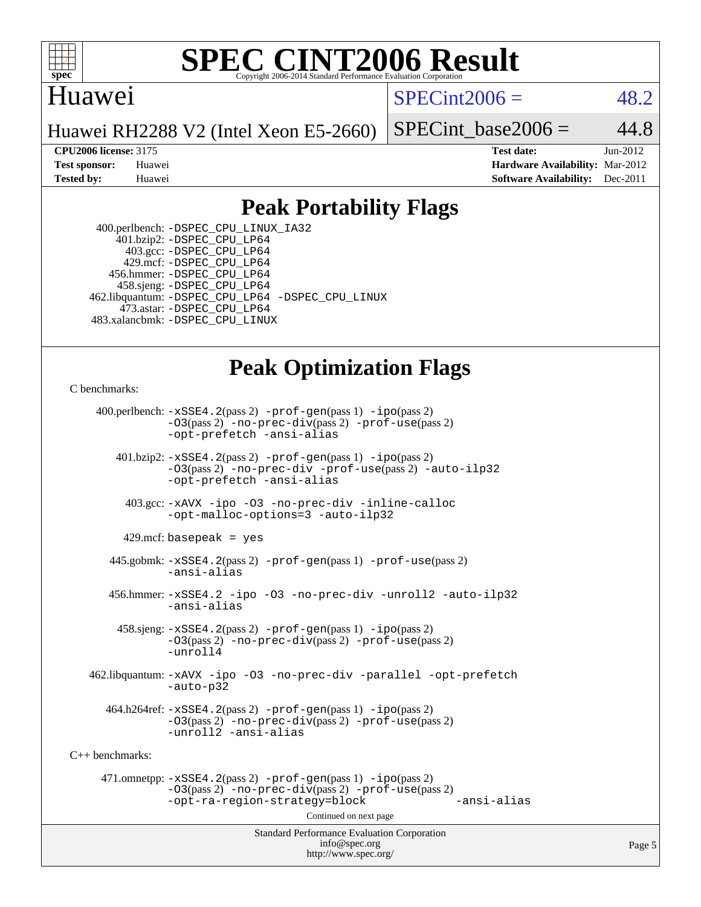# SPEC CINT2006 Result

Copyright 2006-2014 Standard Performance Evaluation Corporation

## Huawei

Huawei RH2288 V2 (Intel Xeon E5-2660)

SPECint2006 = 48.2

SPECint_base2006 = 44.8

**CPU2006 license:** 3175
**Test sponsor:** Huawei
**Tested by:** Huawei

**Test date:** Jun-2012
**Hardware Availability:** Mar-2012
**Software Availability:** Dec-2011

## Peak Portability Flags

400.perlbench: -DSPEC_CPU_LINUX_IA32
401.bzip2: -DSPEC_CPU_LP64
403.gcc: -DSPEC_CPU_LP64
429.mcf: -DSPEC_CPU_LP64
456.hmmer: -DSPEC_CPU_LP64
458.sjeng: -DSPEC_CPU_LP64
462.libquantum: -DSPEC_CPU_LP64 -DSPEC_CPU_LINUX
473.astar: -DSPEC_CPU_LP64
483.xalancbmk: -DSPEC_CPU_LINUX

## Peak Optimization Flags

C benchmarks:

400.perlbench: -xSSE4.2(pass 2) -prof-gen(pass 1) -ipo(pass 2) -O3(pass 2) -no-prec-div(pass 2) -prof-use(pass 2) -opt-prefetch -ansi-alias

401.bzip2: -xSSE4.2(pass 2) -prof-gen(pass 1) -ipo(pass 2) -O3(pass 2) -no-prec-div -prof-use(pass 2) -auto-ilp32 -opt-prefetch -ansi-alias

403.gcc: -xAVX -ipo -O3 -no-prec-div -inline-calloc -opt-malloc-options=3 -auto-ilp32

429.mcf: basepeak = yes

445.gobmk: -xSSE4.2(pass 2) -prof-gen(pass 1) -prof-use(pass 2) -ansi-alias

456.hmmer: -xSSE4.2 -ipo -O3 -no-prec-div -unroll2 -auto-ilp32 -ansi-alias

458.sjeng: -xSSE4.2(pass 2) -prof-gen(pass 1) -ipo(pass 2) -O3(pass 2) -no-prec-div(pass 2) -prof-use(pass 2) -unroll4

462.libquantum: -xAVX -ipo -O3 -no-prec-div -parallel -opt-prefetch -auto-p32

464.h264ref: -xSSE4.2(pass 2) -prof-gen(pass 1) -ipo(pass 2) -O3(pass 2) -no-prec-div(pass 2) -prof-use(pass 2) -unroll2 -ansi-alias

C++ benchmarks:

471.omnetpp: -xSSE4.2(pass 2) -prof-gen(pass 1) -ipo(pass 2) -O3(pass 2) -no-prec-div(pass 2) -prof-use(pass 2) -opt-ra-region-strategy=block -ansi-alias

Continued on next page

Standard Performance Evaluation Corporation
info@spec.org
http://www.spec.org/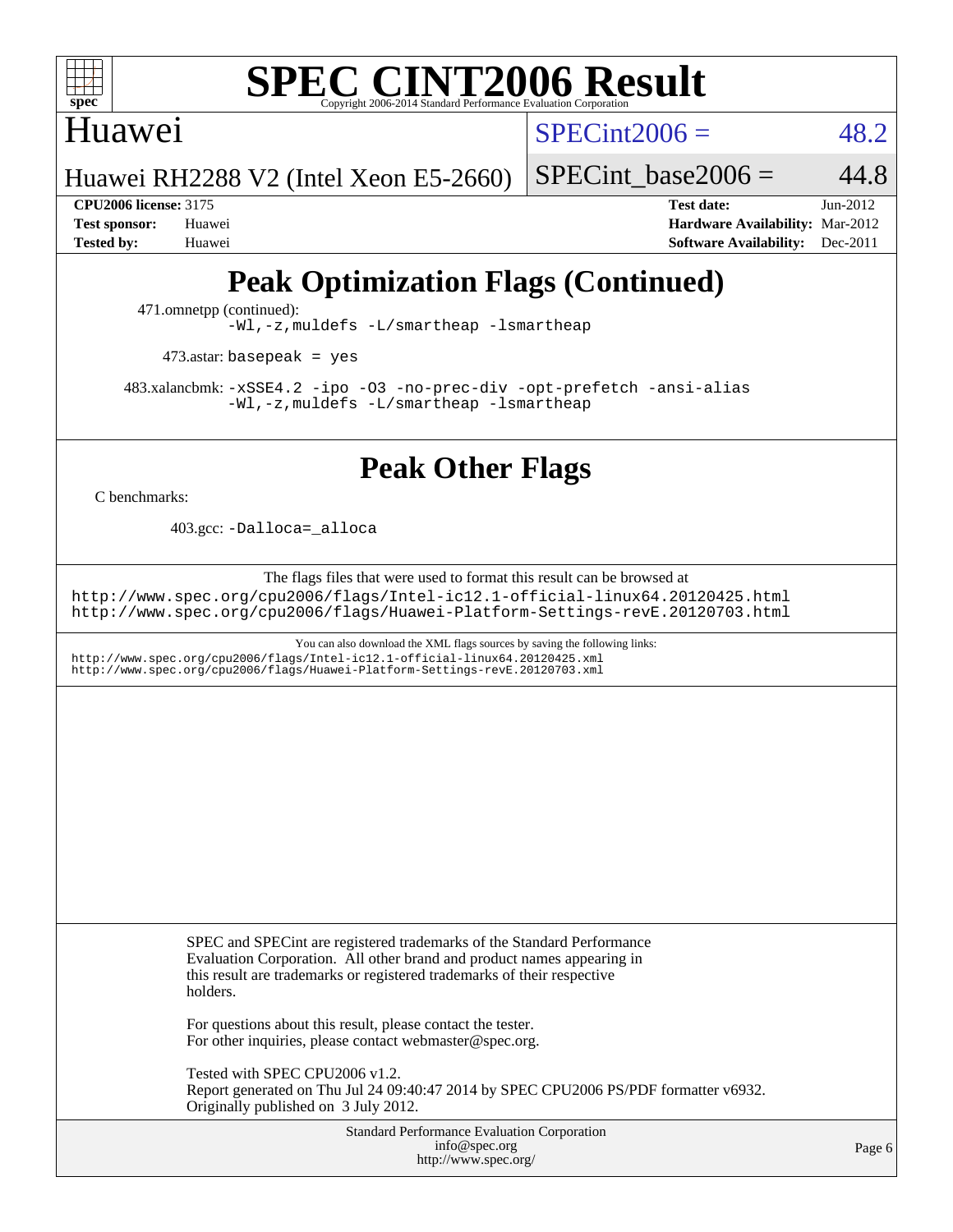# Peak Optimization Flags (Continued)

471.omnetpp (continued):
-Wl,-z,muldefs -L/smartheap -lsmartheap

473.astar: basepeak = yes

483.xalancbmk: -xSSE4.2 -ipo -O3 -no-prec-div -opt-prefetch -ansi-alias
-Wl,-z,muldefs -L/smartheap -lsmartheap

# Peak Other Flags

C benchmarks:

403.gcc: -Dalloca=_alloca

The flags files that were used to format this result can be browsed at
http://www.spec.org/cpu2006/flags/Intel-ic12.1-official-linux64.20120425.html
http://www.spec.org/cpu2006/flags/Huawei-Platform-Settings-revE.20120703.html

You can also download the XML flags sources by saving the following links:
http://www.spec.org/cpu2006/flags/Intel-ic12.1-official-linux64.20120425.xml
http://www.spec.org/cpu2006/flags/Huawei-Platform-Settings-revE.20120703.xml

SPEC and SPECint are registered trademarks of the Standard Performance Evaluation Corporation. All other brand and product names appearing in this result are trademarks or registered trademarks of their respective holders.

For questions about this result, please contact the tester.
For other inquiries, please contact webmaster@spec.org.

Tested with SPEC CPU2006 v1.2.
Report generated on Thu Jul 24 09:40:47 2014 by SPEC CPU2006 PS/PDF formatter v6932.
Originally published on 3 July 2012.